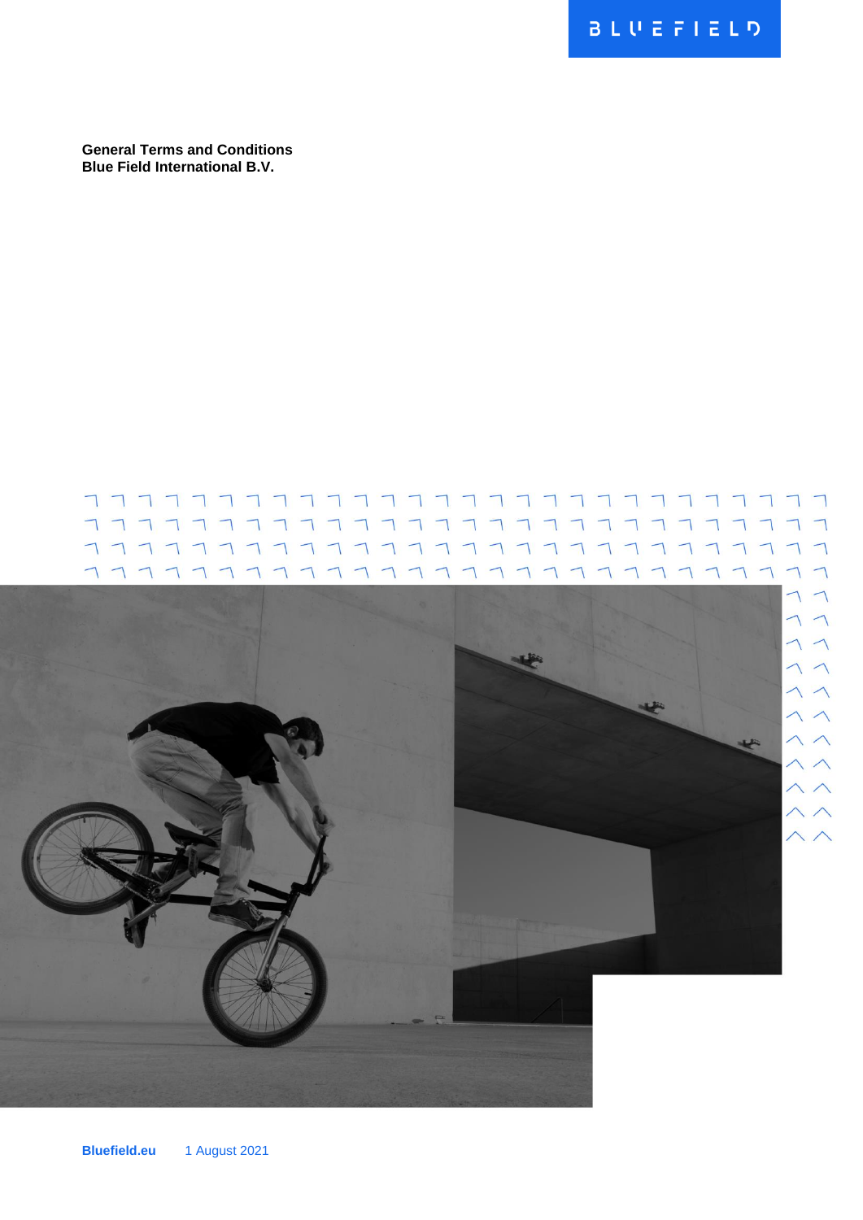BLUEFIELD

**General Terms and Conditions**
**Blue Field International B.V.**

**Bluefield.eu** 1 August 2021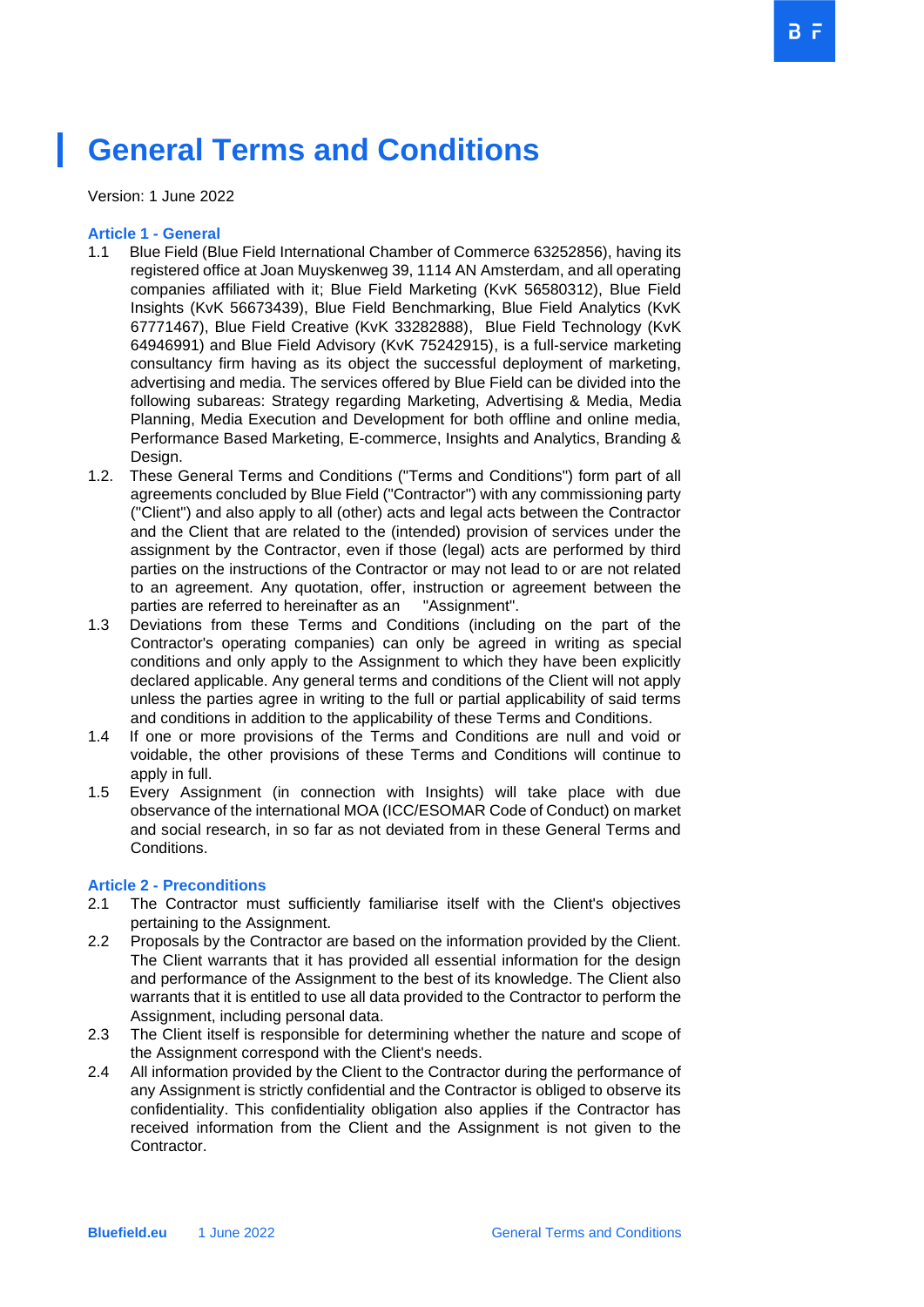# General Terms and Conditions

Version: 1 June 2022

**Article 1 - General**

1.1 Blue Field (Blue Field International Chamber of Commerce 63252856), having its registered office at Joan Muyskenweg 39, 1114 AN Amsterdam, and all operating companies affiliated with it; Blue Field Marketing (KvK 56580312), Blue Field Insights (KvK 56673439), Blue Field Benchmarking, Blue Field Analytics (KvK 67771467), Blue Field Creative (KvK 33282888), Blue Field Technology (KvK 64946991) and Blue Field Advisory (KvK 75242915), is a full-service marketing consultancy firm having as its object the successful deployment of marketing, advertising and media. The services offered by Blue Field can be divided into the following subareas: Strategy regarding Marketing, Advertising & Media, Media Planning, Media Execution and Development for both offline and online media, Performance Based Marketing, E-commerce, Insights and Analytics, Branding & Design.

1.2. These General Terms and Conditions ("Terms and Conditions") form part of all agreements concluded by Blue Field ("Contractor") with any commissioning party ("Client") and also apply to all (other) acts and legal acts between the Contractor and the Client that are related to the (intended) provision of services under the assignment by the Contractor, even if those (legal) acts are performed by third parties on the instructions of the Contractor or may not lead to or are not related to an agreement. Any quotation, offer, instruction or agreement between the parties are referred to hereinafter as an "Assignment".

1.3 Deviations from these Terms and Conditions (including on the part of the Contractor's operating companies) can only be agreed in writing as special conditions and only apply to the Assignment to which they have been explicitly declared applicable. Any general terms and conditions of the Client will not apply unless the parties agree in writing to the full or partial applicability of said terms and conditions in addition to the applicability of these Terms and Conditions.

1.4 If one or more provisions of the Terms and Conditions are null and void or voidable, the other provisions of these Terms and Conditions will continue to apply in full.

1.5 Every Assignment (in connection with Insights) will take place with due observance of the international MOA (ICC/ESOMAR Code of Conduct) on market and social research, in so far as not deviated from in these General Terms and Conditions.

**Article 2 - Preconditions**

2.1 The Contractor must sufficiently familiarise itself with the Client's objectives pertaining to the Assignment.

2.2 Proposals by the Contractor are based on the information provided by the Client. The Client warrants that it has provided all essential information for the design and performance of the Assignment to the best of its knowledge. The Client also warrants that it is entitled to use all data provided to the Contractor to perform the Assignment, including personal data.

2.3 The Client itself is responsible for determining whether the nature and scope of the Assignment correspond with the Client's needs.

2.4 All information provided by the Client to the Contractor during the performance of any Assignment is strictly confidential and the Contractor is obliged to observe its confidentiality. This confidentiality obligation also applies if the Contractor has received information from the Client and the Assignment is not given to the Contractor.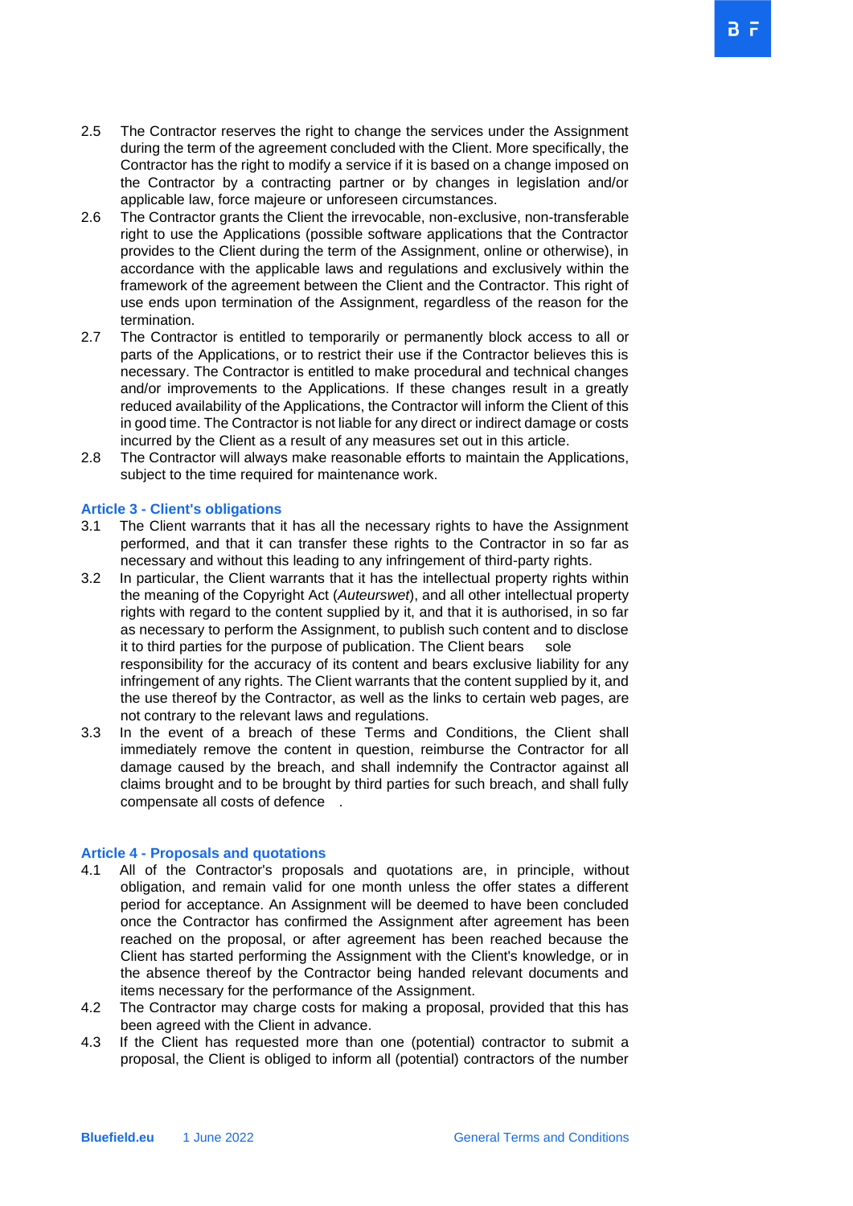2.5 The Contractor reserves the right to change the services under the Assignment during the term of the agreement concluded with the Client. More specifically, the Contractor has the right to modify a service if it is based on a change imposed on the Contractor by a contracting partner or by changes in legislation and/or applicable law, force majeure or unforeseen circumstances.

2.6 The Contractor grants the Client the irrevocable, non-exclusive, non-transferable right to use the Applications (possible software applications that the Contractor provides to the Client during the term of the Assignment, online or otherwise), in accordance with the applicable laws and regulations and exclusively within the framework of the agreement between the Client and the Contractor. This right of use ends upon termination of the Assignment, regardless of the reason for the termination.

2.7 The Contractor is entitled to temporarily or permanently block access to all or parts of the Applications, or to restrict their use if the Contractor believes this is necessary. The Contractor is entitled to make procedural and technical changes and/or improvements to the Applications. If these changes result in a greatly reduced availability of the Applications, the Contractor will inform the Client of this in good time. The Contractor is not liable for any direct or indirect damage or costs incurred by the Client as a result of any measures set out in this article.

2.8 The Contractor will always make reasonable efforts to maintain the Applications, subject to the time required for maintenance work.

## Article 3 - Client's obligations

3.1 The Client warrants that it has all the necessary rights to have the Assignment performed, and that it can transfer these rights to the Contractor in so far as necessary and without this leading to any infringement of third-party rights.

3.2 In particular, the Client warrants that it has the intellectual property rights within the meaning of the Copyright Act (*Auteurswet*), and all other intellectual property rights with regard to the content supplied by it, and that it is authorised, in so far as necessary to perform the Assignment, to publish such content and to disclose it to third parties for the purpose of publication. The Client bears sole responsibility for the accuracy of its content and bears exclusive liability for any infringement of any rights. The Client warrants that the content supplied by it, and the use thereof by the Contractor, as well as the links to certain web pages, are not contrary to the relevant laws and regulations.

3.3 In the event of a breach of these Terms and Conditions, the Client shall immediately remove the content in question, reimburse the Contractor for all damage caused by the breach, and shall indemnify the Contractor against all claims brought and to be brought by third parties for such breach, and shall fully compensate all costs of defence.

## Article 4 - Proposals and quotations

4.1 All of the Contractor's proposals and quotations are, in principle, without obligation, and remain valid for one month unless the offer states a different period for acceptance. An Assignment will be deemed to have been concluded once the Contractor has confirmed the Assignment after agreement has been reached on the proposal, or after agreement has been reached because the Client has started performing the Assignment with the Client's knowledge, or in the absence thereof by the Contractor being handed relevant documents and items necessary for the performance of the Assignment.

4.2 The Contractor may charge costs for making a proposal, provided that this has been agreed with the Client in advance.

4.3 If the Client has requested more than one (potential) contractor to submit a proposal, the Client is obliged to inform all (potential) contractors of the number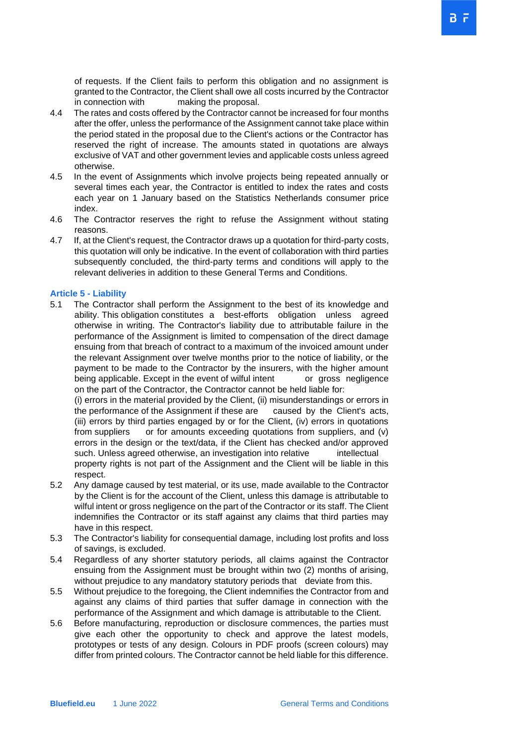of requests. If the Client fails to perform this obligation and no assignment is granted to the Contractor, the Client shall owe all costs incurred by the Contractor in connection with making the proposal.

4.4 The rates and costs offered by the Contractor cannot be increased for four months after the offer, unless the performance of the Assignment cannot take place within the period stated in the proposal due to the Client's actions or the Contractor has reserved the right of increase. The amounts stated in quotations are always exclusive of VAT and other government levies and applicable costs unless agreed otherwise.

4.5 In the event of Assignments which involve projects being repeated annually or several times each year, the Contractor is entitled to index the rates and costs each year on 1 January based on the Statistics Netherlands consumer price index.

4.6 The Contractor reserves the right to refuse the Assignment without stating reasons.

4.7 If, at the Client's request, the Contractor draws up a quotation for third-party costs, this quotation will only be indicative. In the event of collaboration with third parties subsequently concluded, the third-party terms and conditions will apply to the relevant deliveries in addition to these General Terms and Conditions.

## Article 5 - Liability

5.1 The Contractor shall perform the Assignment to the best of its knowledge and ability. This obligation constitutes a best-efforts obligation unless agreed otherwise in writing. The Contractor's liability due to attributable failure in the performance of the Assignment is limited to compensation of the direct damage ensuing from that breach of contract to a maximum of the invoiced amount under the relevant Assignment over twelve months prior to the notice of liability, or the payment to be made to the Contractor by the insurers, with the higher amount being applicable. Except in the event of wilful intent or gross negligence on the part of the Contractor, the Contractor cannot be held liable for:
(i) errors in the material provided by the Client, (ii) misunderstandings or errors in the performance of the Assignment if these are caused by the Client's acts, (iii) errors by third parties engaged by or for the Client, (iv) errors in quotations from suppliers or for amounts exceeding quotations from suppliers, and (v) errors in the design or the text/data, if the Client has checked and/or approved such. Unless agreed otherwise, an investigation into relative intellectual property rights is not part of the Assignment and the Client will be liable in this respect.

5.2 Any damage caused by test material, or its use, made available to the Contractor by the Client is for the account of the Client, unless this damage is attributable to wilful intent or gross negligence on the part of the Contractor or its staff. The Client indemnifies the Contractor or its staff against any claims that third parties may have in this respect.

5.3 The Contractor's liability for consequential damage, including lost profits and loss of savings, is excluded.

5.4 Regardless of any shorter statutory periods, all claims against the Contractor ensuing from the Assignment must be brought within two (2) months of arising, without prejudice to any mandatory statutory periods that deviate from this.

5.5 Without prejudice to the foregoing, the Client indemnifies the Contractor from and against any claims of third parties that suffer damage in connection with the performance of the Assignment and which damage is attributable to the Client.

5.6 Before manufacturing, reproduction or disclosure commences, the parties must give each other the opportunity to check and approve the latest models, prototypes or tests of any design. Colours in PDF proofs (screen colours) may differ from printed colours. The Contractor cannot be held liable for this difference.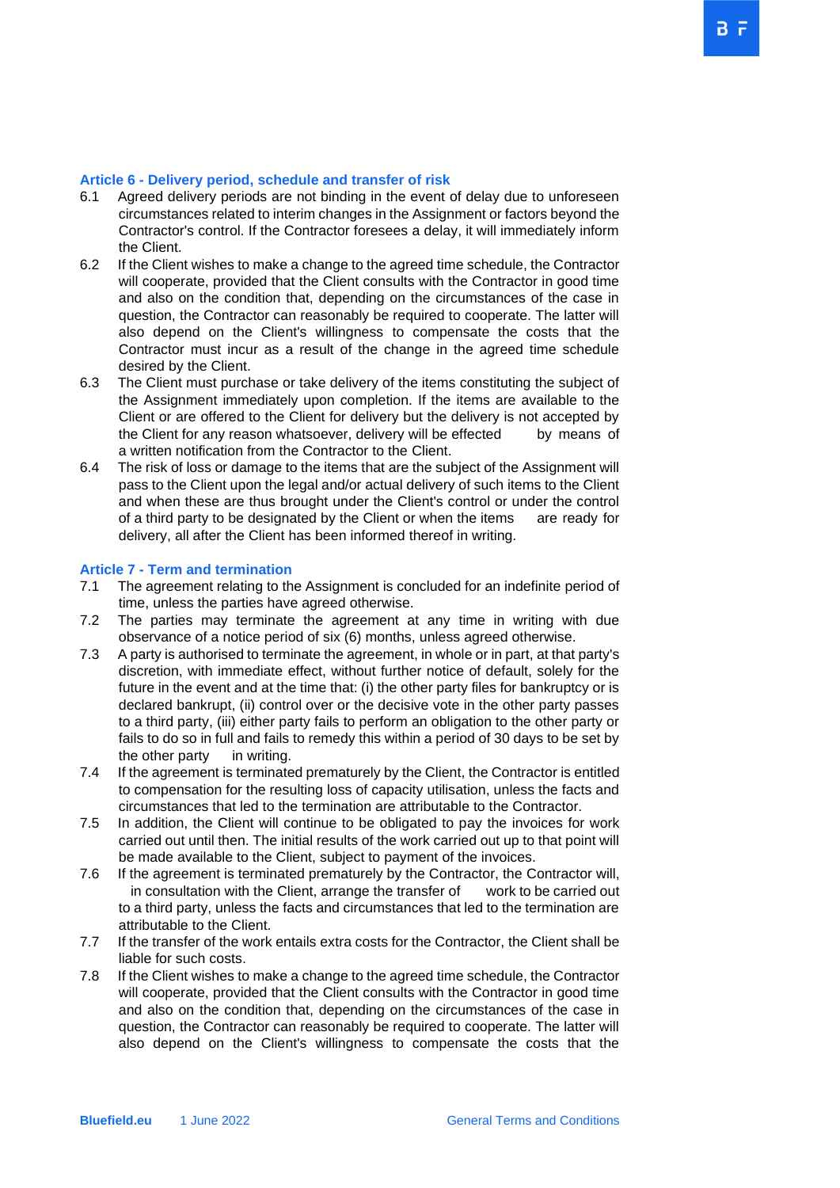## Article 6 - Delivery period, schedule and transfer of risk

6.1 Agreed delivery periods are not binding in the event of delay due to unforeseen circumstances related to interim changes in the Assignment or factors beyond the Contractor's control. If the Contractor foresees a delay, it will immediately inform the Client.

6.2 If the Client wishes to make a change to the agreed time schedule, the Contractor will cooperate, provided that the Client consults with the Contractor in good time and also on the condition that, depending on the circumstances of the case in question, the Contractor can reasonably be required to cooperate. The latter will also depend on the Client's willingness to compensate the costs that the Contractor must incur as a result of the change in the agreed time schedule desired by the Client.

6.3 The Client must purchase or take delivery of the items constituting the subject of the Assignment immediately upon completion. If the items are available to the Client or are offered to the Client for delivery but the delivery is not accepted by the Client for any reason whatsoever, delivery will be effected by means of a written notification from the Contractor to the Client.

6.4 The risk of loss or damage to the items that are the subject of the Assignment will pass to the Client upon the legal and/or actual delivery of such items to the Client and when these are thus brought under the Client's control or under the control of a third party to be designated by the Client or when the items are ready for delivery, all after the Client has been informed thereof in writing.

## Article 7 - Term and termination

7.1 The agreement relating to the Assignment is concluded for an indefinite period of time, unless the parties have agreed otherwise.

7.2 The parties may terminate the agreement at any time in writing with due observance of a notice period of six (6) months, unless agreed otherwise.

7.3 A party is authorised to terminate the agreement, in whole or in part, at that party's discretion, with immediate effect, without further notice of default, solely for the future in the event and at the time that: (i) the other party files for bankruptcy or is declared bankrupt, (ii) control over or the decisive vote in the other party passes to a third party, (iii) either party fails to perform an obligation to the other party or fails to do so in full and fails to remedy this within a period of 30 days to be set by the other party in writing.

7.4 If the agreement is terminated prematurely by the Client, the Contractor is entitled to compensation for the resulting loss of capacity utilisation, unless the facts and circumstances that led to the termination are attributable to the Contractor.

7.5 In addition, the Client will continue to be obligated to pay the invoices for work carried out until then. The initial results of the work carried out up to that point will be made available to the Client, subject to payment of the invoices.

7.6 If the agreement is terminated prematurely by the Contractor, the Contractor will, in consultation with the Client, arrange the transfer of work to be carried out to a third party, unless the facts and circumstances that led to the termination are attributable to the Client.

7.7 If the transfer of the work entails extra costs for the Contractor, the Client shall be liable for such costs.

7.8 If the Client wishes to make a change to the agreed time schedule, the Contractor will cooperate, provided that the Client consults with the Contractor in good time and also on the condition that, depending on the circumstances of the case in question, the Contractor can reasonably be required to cooperate. The latter will also depend on the Client's willingness to compensate the costs that the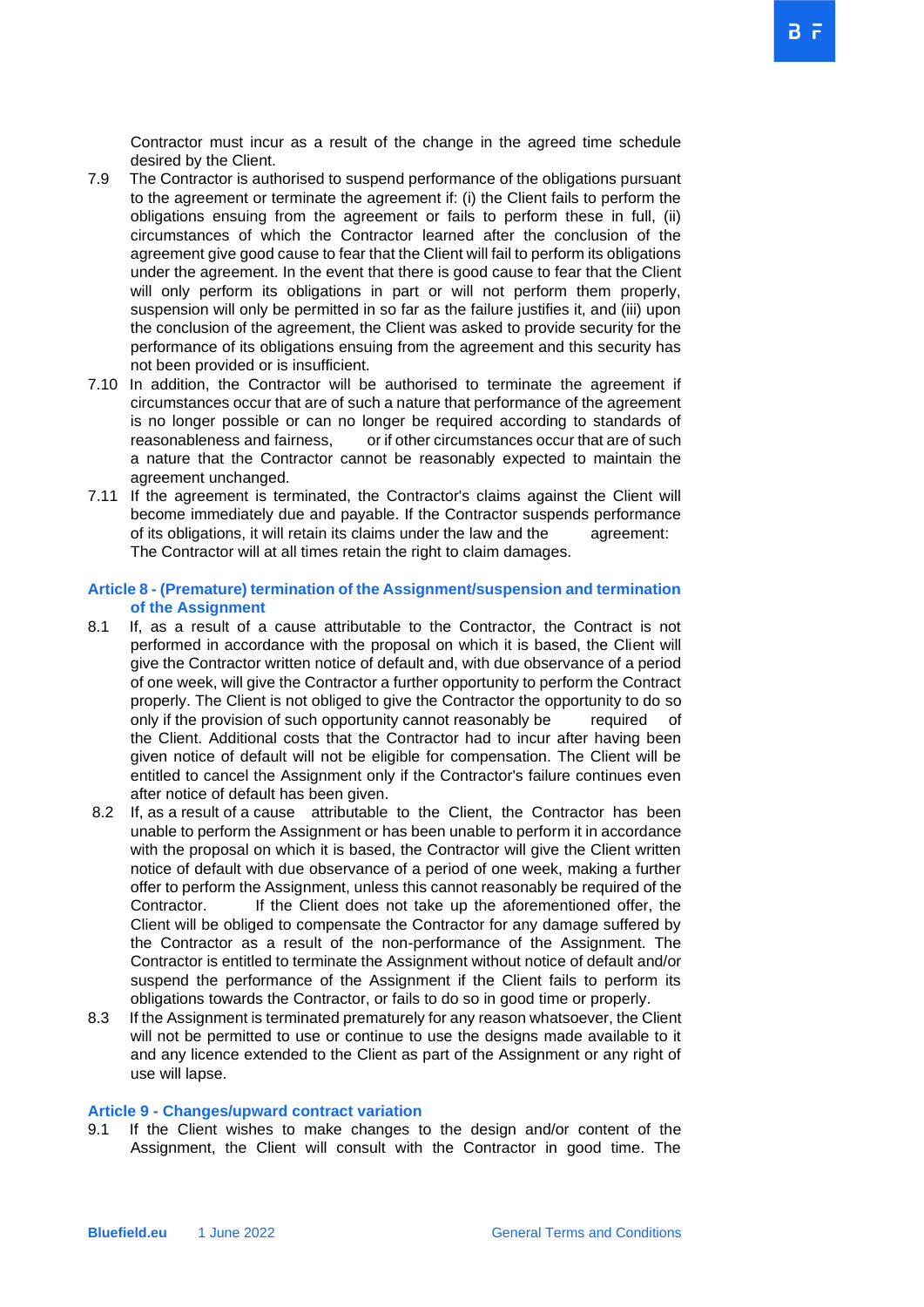Contractor must incur as a result of the change in the agreed time schedule desired by the Client.

7.9 The Contractor is authorised to suspend performance of the obligations pursuant to the agreement or terminate the agreement if: (i) the Client fails to perform the obligations ensuing from the agreement or fails to perform these in full, (ii) circumstances of which the Contractor learned after the conclusion of the agreement give good cause to fear that the Client will fail to perform its obligations under the agreement. In the event that there is good cause to fear that the Client will only perform its obligations in part or will not perform them properly, suspension will only be permitted in so far as the failure justifies it, and (iii) upon the conclusion of the agreement, the Client was asked to provide security for the performance of its obligations ensuing from the agreement and this security has not been provided or is insufficient.

7.10 In addition, the Contractor will be authorised to terminate the agreement if circumstances occur that are of such a nature that performance of the agreement is no longer possible or can no longer be required according to standards of reasonableness and fairness, or if other circumstances occur that are of such a nature that the Contractor cannot be reasonably expected to maintain the agreement unchanged.

7.11 If the agreement is terminated, the Contractor's claims against the Client will become immediately due and payable. If the Contractor suspends performance of its obligations, it will retain its claims under the law and the agreement: The Contractor will at all times retain the right to claim damages.

## Article 8 - (Premature) termination of the Assignment/suspension and termination of the Assignment

8.1 If, as a result of a cause attributable to the Contractor, the Contract is not performed in accordance with the proposal on which it is based, the Client will give the Contractor written notice of default and, with due observance of a period of one week, will give the Contractor a further opportunity to perform the Contract properly. The Client is not obliged to give the Contractor the opportunity to do so only if the provision of such opportunity cannot reasonably be required of the Client. Additional costs that the Contractor had to incur after having been given notice of default will not be eligible for compensation. The Client will be entitled to cancel the Assignment only if the Contractor's failure continues even after notice of default has been given.

8.2 If, as a result of a cause attributable to the Client, the Contractor has been unable to perform the Assignment or has been unable to perform it in accordance with the proposal on which it is based, the Contractor will give the Client written notice of default with due observance of a period of one week, making a further offer to perform the Assignment, unless this cannot reasonably be required of the Contractor. If the Client does not take up the aforementioned offer, the Client will be obliged to compensate the Contractor for any damage suffered by the Contractor as a result of the non-performance of the Assignment. The Contractor is entitled to terminate the Assignment without notice of default and/or suspend the performance of the Assignment if the Client fails to perform its obligations towards the Contractor, or fails to do so in good time or properly.

8.3 If the Assignment is terminated prematurely for any reason whatsoever, the Client will not be permitted to use or continue to use the designs made available to it and any licence extended to the Client as part of the Assignment or any right of use will lapse.

## Article 9 - Changes/upward contract variation

9.1 If the Client wishes to make changes to the design and/or content of the Assignment, the Client will consult with the Contractor in good time. The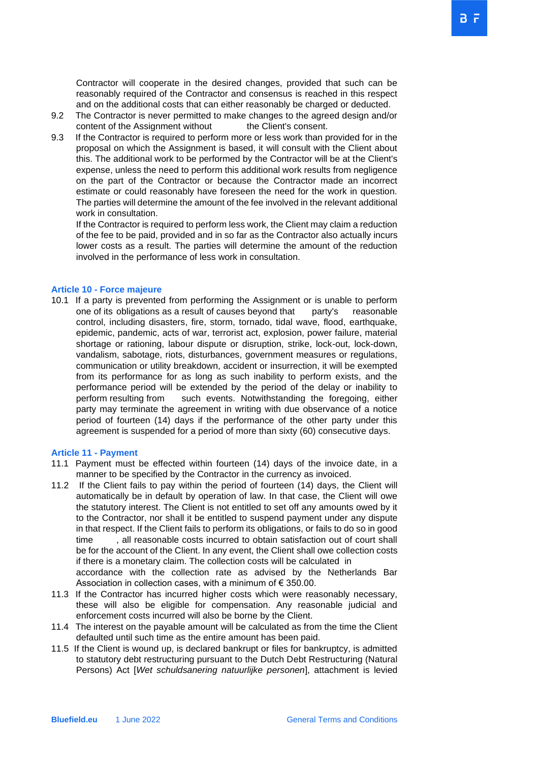Contractor will cooperate in the desired changes, provided that such can be reasonably required of the Contractor and consensus is reached in this respect and on the additional costs that can either reasonably be charged or deducted.

9.2 The Contractor is never permitted to make changes to the agreed design and/or content of the Assignment without the Client's consent.

9.3 If the Contractor is required to perform more or less work than provided for in the proposal on which the Assignment is based, it will consult with the Client about this. The additional work to be performed by the Contractor will be at the Client's expense, unless the need to perform this additional work results from negligence on the part of the Contractor or because the Contractor made an incorrect estimate or could reasonably have foreseen the need for the work in question. The parties will determine the amount of the fee involved in the relevant additional work in consultation.
If the Contractor is required to perform less work, the Client may claim a reduction of the fee to be paid, provided and in so far as the Contractor also actually incurs lower costs as a result. The parties will determine the amount of the reduction involved in the performance of less work in consultation.

## Article 10 - Force majeure

10.1 If a party is prevented from performing the Assignment or is unable to perform one of its obligations as a result of causes beyond that party's reasonable control, including disasters, fire, storm, tornado, tidal wave, flood, earthquake, epidemic, pandemic, acts of war, terrorist act, explosion, power failure, material shortage or rationing, labour dispute or disruption, strike, lock-out, lock-down, vandalism, sabotage, riots, disturbances, government measures or regulations, communication or utility breakdown, accident or insurrection, it will be exempted from its performance for as long as such inability to perform exists, and the performance period will be extended by the period of the delay or inability to perform resulting from such events. Notwithstanding the foregoing, either party may terminate the agreement in writing with due observance of a notice period of fourteen (14) days if the performance of the other party under this agreement is suspended for a period of more than sixty (60) consecutive days.

## Article 11 - Payment

11.1 Payment must be effected within fourteen (14) days of the invoice date, in a manner to be specified by the Contractor in the currency as invoiced.

11.2 If the Client fails to pay within the period of fourteen (14) days, the Client will automatically be in default by operation of law. In that case, the Client will owe the statutory interest. The Client is not entitled to set off any amounts owed by it to the Contractor, nor shall it be entitled to suspend payment under any dispute in that respect. If the Client fails to perform its obligations, or fails to do so in good time , all reasonable costs incurred to obtain satisfaction out of court shall be for the account of the Client. In any event, the Client shall owe collection costs if there is a monetary claim. The collection costs will be calculated in accordance with the collection rate as advised by the Netherlands Bar Association in collection cases, with a minimum of € 350.00.

11.3 If the Contractor has incurred higher costs which were reasonably necessary, these will also be eligible for compensation. Any reasonable judicial and enforcement costs incurred will also be borne by the Client.

11.4 The interest on the payable amount will be calculated as from the time the Client defaulted until such time as the entire amount has been paid.

11.5 If the Client is wound up, is declared bankrupt or files for bankruptcy, is admitted to statutory debt restructuring pursuant to the Dutch Debt Restructuring (Natural Persons) Act [*Wet schuldsanering natuurlijke personen*], attachment is levied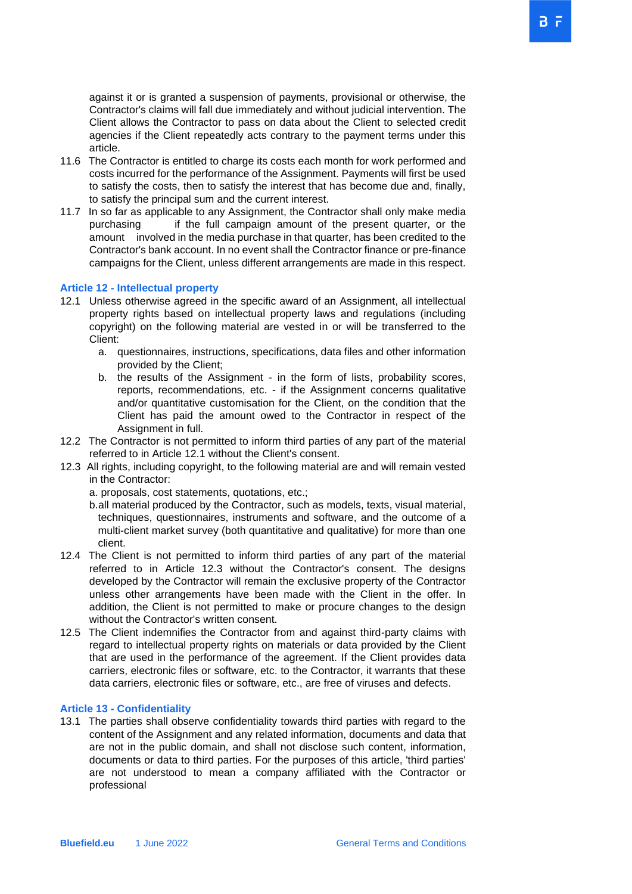against it or is granted a suspension of payments, provisional or otherwise, the Contractor's claims will fall due immediately and without judicial intervention. The Client allows the Contractor to pass on data about the Client to selected credit agencies if the Client repeatedly acts contrary to the payment terms under this article.

11.6 The Contractor is entitled to charge its costs each month for work performed and costs incurred for the performance of the Assignment. Payments will first be used to satisfy the costs, then to satisfy the interest that has become due and, finally, to satisfy the principal sum and the current interest.

11.7 In so far as applicable to any Assignment, the Contractor shall only make media purchasing if the full campaign amount of the present quarter, or the amount involved in the media purchase in that quarter, has been credited to the Contractor's bank account. In no event shall the Contractor finance or pre-finance campaigns for the Client, unless different arrangements are made in this respect.

## Article 12 - Intellectual property

12.1 Unless otherwise agreed in the specific award of an Assignment, all intellectual property rights based on intellectual property laws and regulations (including copyright) on the following material are vested in or will be transferred to the Client:

   a. questionnaires, instructions, specifications, data files and other information provided by the Client;
   b. the results of the Assignment - in the form of lists, probability scores, reports, recommendations, etc. - if the Assignment concerns qualitative and/or quantitative customisation for the Client, on the condition that the Client has paid the amount owed to the Contractor in respect of the Assignment in full.

12.2 The Contractor is not permitted to inform third parties of any part of the material referred to in Article 12.1 without the Client's consent.

12.3 All rights, including copyright, to the following material are and will remain vested in the Contractor:

   a. proposals, cost statements, quotations, etc.;
   b. all material produced by the Contractor, such as models, texts, visual material, techniques, questionnaires, instruments and software, and the outcome of a multi-client market survey (both quantitative and qualitative) for more than one client.

12.4 The Client is not permitted to inform third parties of any part of the material referred to in Article 12.3 without the Contractor's consent. The designs developed by the Contractor will remain the exclusive property of the Contractor unless other arrangements have been made with the Client in the offer. In addition, the Client is not permitted to make or procure changes to the design without the Contractor's written consent.

12.5 The Client indemnifies the Contractor from and against third-party claims with regard to intellectual property rights on materials or data provided by the Client that are used in the performance of the agreement. If the Client provides data carriers, electronic files or software, etc. to the Contractor, it warrants that these data carriers, electronic files or software, etc., are free of viruses and defects.

## Article 13 - Confidentiality

13.1 The parties shall observe confidentiality towards third parties with regard to the content of the Assignment and any related information, documents and data that are not in the public domain, and shall not disclose such content, information, documents or data to third parties. For the purposes of this article, 'third parties' are not understood to mean a company affiliated with the Contractor or professional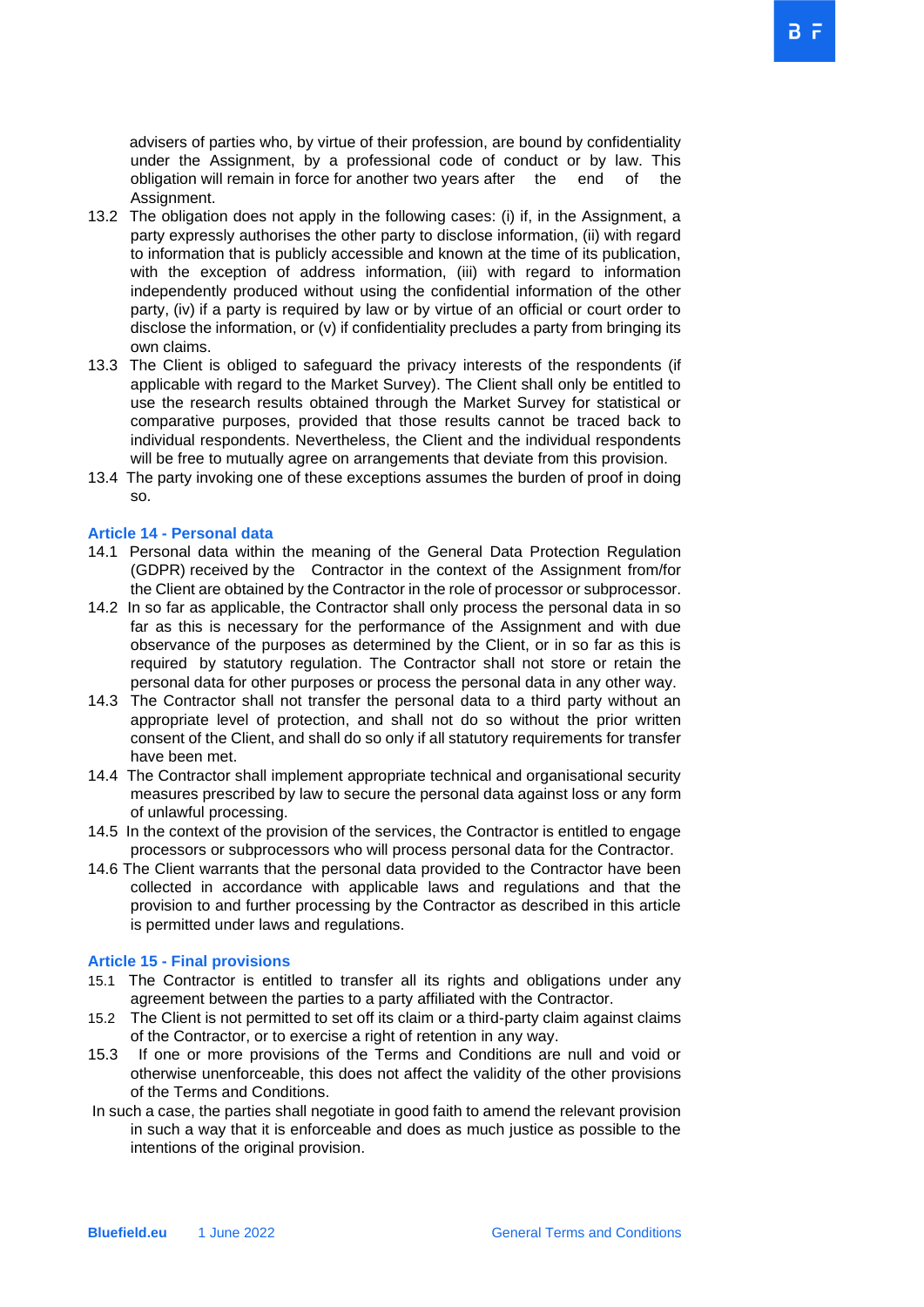advisers of parties who, by virtue of their profession, are bound by confidentiality under the Assignment, by a professional code of conduct or by law. This obligation will remain in force for another two years after the end of the Assignment.

13.2 The obligation does not apply in the following cases: (i) if, in the Assignment, a party expressly authorises the other party to disclose information, (ii) with regard to information that is publicly accessible and known at the time of its publication, with the exception of address information, (iii) with regard to information independently produced without using the confidential information of the other party, (iv) if a party is required by law or by virtue of an official or court order to disclose the information, or (v) if confidentiality precludes a party from bringing its own claims.

13.3 The Client is obliged to safeguard the privacy interests of the respondents (if applicable with regard to the Market Survey). The Client shall only be entitled to use the research results obtained through the Market Survey for statistical or comparative purposes, provided that those results cannot be traced back to individual respondents. Nevertheless, the Client and the individual respondents will be free to mutually agree on arrangements that deviate from this provision.

13.4 The party invoking one of these exceptions assumes the burden of proof in doing so.

## Article 14 - Personal data

14.1 Personal data within the meaning of the General Data Protection Regulation (GDPR) received by the Contractor in the context of the Assignment from/for the Client are obtained by the Contractor in the role of processor or subprocessor.

14.2 In so far as applicable, the Contractor shall only process the personal data in so far as this is necessary for the performance of the Assignment and with due observance of the purposes as determined by the Client, or in so far as this is required by statutory regulation. The Contractor shall not store or retain the personal data for other purposes or process the personal data in any other way.

14.3 The Contractor shall not transfer the personal data to a third party without an appropriate level of protection, and shall not do so without the prior written consent of the Client, and shall do so only if all statutory requirements for transfer have been met.

14.4 The Contractor shall implement appropriate technical and organisational security measures prescribed by law to secure the personal data against loss or any form of unlawful processing.

14.5 In the context of the provision of the services, the Contractor is entitled to engage processors or subprocessors who will process personal data for the Contractor.

14.6 The Client warrants that the personal data provided to the Contractor have been collected in accordance with applicable laws and regulations and that the provision to and further processing by the Contractor as described in this article is permitted under laws and regulations.

## Article 15 - Final provisions

15.1 The Contractor is entitled to transfer all its rights and obligations under any agreement between the parties to a party affiliated with the Contractor.

15.2 The Client is not permitted to set off its claim or a third-party claim against claims of the Contractor, or to exercise a right of retention in any way.

15.3 If one or more provisions of the Terms and Conditions are null and void or otherwise unenforceable, this does not affect the validity of the other provisions of the Terms and Conditions.

In such a case, the parties shall negotiate in good faith to amend the relevant provision in such a way that it is enforceable and does as much justice as possible to the intentions of the original provision.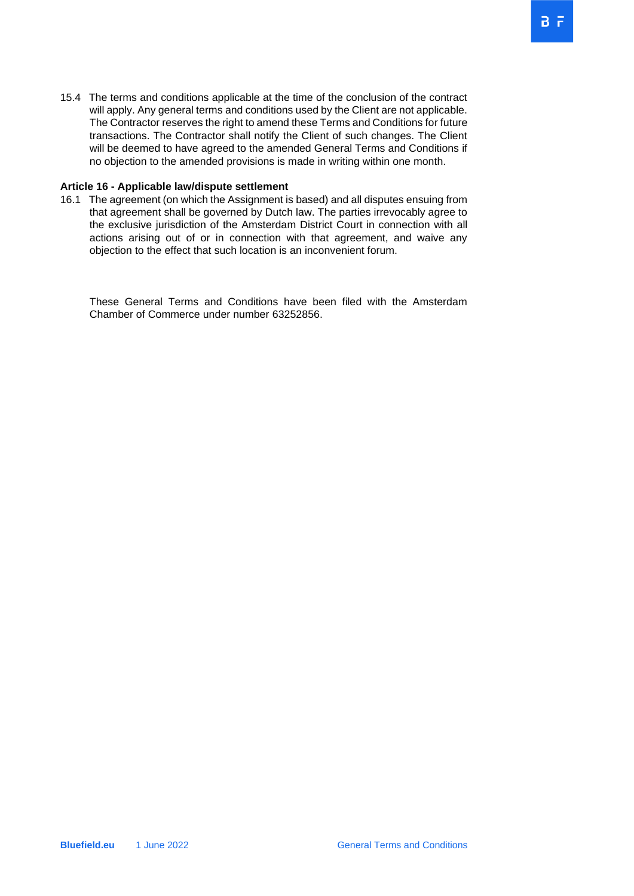15.4 The terms and conditions applicable at the time of the conclusion of the contract will apply. Any general terms and conditions used by the Client are not applicable. The Contractor reserves the right to amend these Terms and Conditions for future transactions. The Contractor shall notify the Client of such changes. The Client will be deemed to have agreed to the amended General Terms and Conditions if no objection to the amended provisions is made in writing within one month.

**Article 16 - Applicable law/dispute settlement**

16.1 The agreement (on which the Assignment is based) and all disputes ensuing from that agreement shall be governed by Dutch law. The parties irrevocably agree to the exclusive jurisdiction of the Amsterdam District Court in connection with all actions arising out of or in connection with that agreement, and waive any objection to the effect that such location is an inconvenient forum.

These General Terms and Conditions have been filed with the Amsterdam Chamber of Commerce under number 63252856.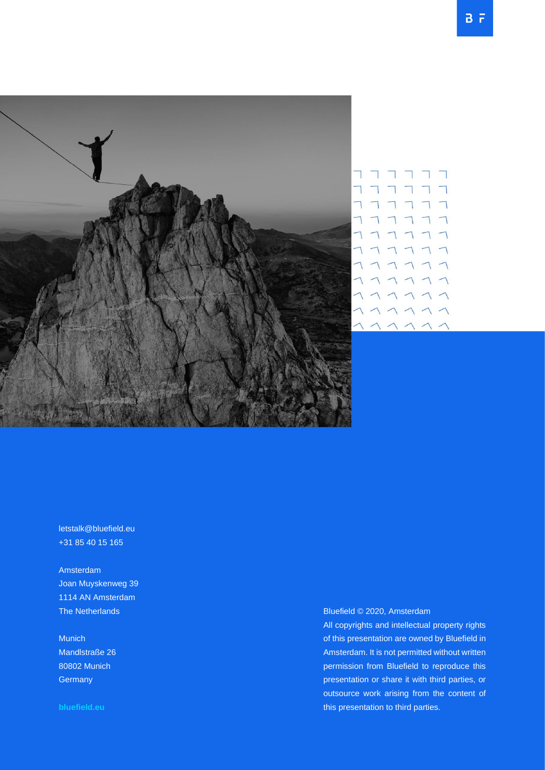letstalk@bluefield.eu
+31 85 40 15 165

Amsterdam
Joan Muyskenweg 39
1114 AN Amsterdam
The Netherlands

Munich
Mandlstraße 26
80802 Munich
Germany

**bluefield.eu**

Bluefield © 2020, Amsterdam

All copyrights and intellectual property rights of this presentation are owned by Bluefield in Amsterdam. It is not permitted without written permission from Bluefield to reproduce this presentation or share it with third parties, or outsource work arising from the content of this presentation to third parties.